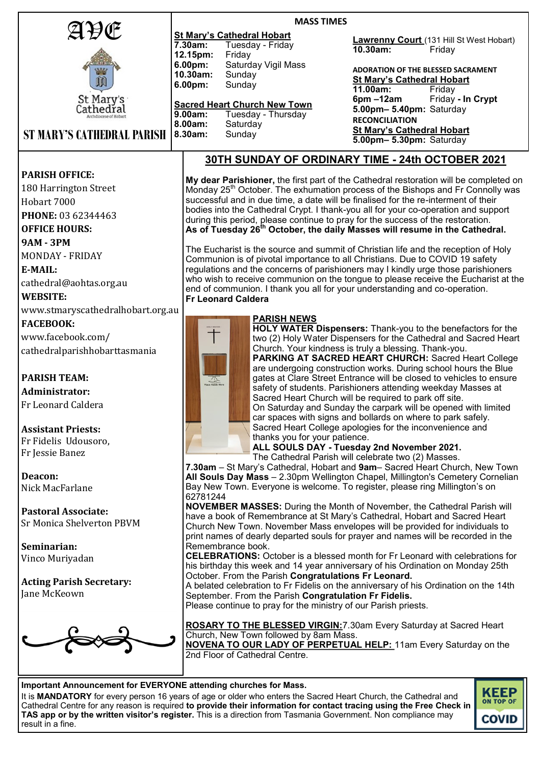# AVE

St Mary's Cathedral

Archdiocese of Hobart

## ST MARY'S CATHEDRAL PARISH

**PARISH OFFICE:**
180 Harrington Street
Hobart 7000
**PHONE:** 03 62344463
**OFFICE HOURS:**
**9AM - 3PM**
MONDAY - FRIDAY
**E-MAIL:**
cathedral@aohtas.org.au
**WEBSITE:**
www.stmaryscathedralhobart.org.au
**FACEBOOK:**
www.facebook.com/cathedralparishhobarttasmania

**PARISH TEAM:**

**Administrator:**
Fr Leonard Caldera

**Assistant Priests:**
Fr Fidelis Udousoro,
Fr Jessie Banez

**Deacon:**
Nick MacFarlane

**Pastoral Associate:**
Sr Monica Shelverton PBVM

**Seminarian:**
Vinco Muriyadan

**Acting Parish Secretary:**
Jane McKeown

## MASS TIMES

**St Mary's Cathedral Hobart**

| | |
|---|---|
| **7.30am:** | Tuesday - Friday |
| **12.15pm:** | Friday |
| **6.00pm:** | Saturday Vigil Mass |
| **10.30am:** | Sunday |
| **6.00pm:** | Sunday |

**Sacred Heart Church New Town**

| | |
|---|---|
| **9.00am:** | Tuesday - Thursday |
| **8.00am:** | Saturday |
| **8.30am:** | Sunday |

**Lawrenny Court** (131 Hill St West Hobart)

| | |
|---|---|
| **10.30am:** | Friday |

**ADORATION OF THE BLESSED SACRAMENT**

**St Mary's Cathedral Hobart**

| | |
|---|---|
| **11.00am:** | Friday |
| **6pm –12am** | Friday **- In Crypt** |
| **5.00pm– 5.40pm:** | Saturday |

**RECONCILIATION**

**St Mary's Cathedral Hobart**

| | |
|---|---|
| **5.00pm– 5.30pm:** | Saturday |

## 30TH SUNDAY OF ORDINARY TIME - 24th OCTOBER 2021

**My dear Parishioner,** the first part of the Cathedral restoration will be completed on Monday 25th October. The exhumation process of the Bishops and Fr Connolly was successful and in due time, a date will be finalised for the re-interment of their bodies into the Cathedral Crypt. I thank-you all for your co-operation and support during this period, please continue to pray for the success of the restoration.
**As of Tuesday 26th October, the daily Masses will resume in the Cathedral.**

The Eucharist is the source and summit of Christian life and the reception of Holy Communion is of pivotal importance to all Christians. Due to COVID 19 safety regulations and the concerns of parishioners may I kindly urge those parishioners who wish to receive communion on the tongue to please receive the Eucharist at the end of communion. I thank you all for your understanding and co-operation.
**Fr Leonard Caldera**

### PARISH NEWS

**HOLY WATER Dispensers:** Thank-you to the benefactors for the two (2) Holy Water Dispensers for the Cathedral and Sacred Heart Church. Your kindness is truly a blessing. Thank-you.

**PARKING AT SACRED HEART CHURCH:** Sacred Heart College are undergoing construction works. During school hours the Blue gates at Clare Street Entrance will be closed to vehicles to ensure safety of students. Parishioners attending weekday Masses at Sacred Heart Church will be required to park off site.
On Saturday and Sunday the carpark will be opened with limited car spaces with signs and bollards on where to park safely.
Sacred Heart College apologies for the inconvenience and thanks you for your patience.

**ALL SOULS DAY - Tuesday 2nd November 2021.**
The Cathedral Parish will celebrate two (2) Masses.
**7.30am** – St Mary's Cathedral, Hobart and **9am**– Sacred Heart Church, New Town
**All Souls Day Mass** – 2.30pm Wellington Chapel, Millington's Cemetery Cornelian Bay New Town. Everyone is welcome. To register, please ring Millington's on 62781244

**NOVEMBER MASSES:** During the Month of November, the Cathedral Parish will have a book of Remembrance at St Mary's Cathedral, Hobart and Sacred Heart Church New Town. November Mass envelopes will be provided for individuals to print names of dearly departed souls for prayer and names will be recorded in the Remembrance book.

**CELEBRATIONS:** October is a blessed month for Fr Leonard with celebrations for his birthday this week and 14 year anniversary of his Ordination on Monday 25th October. From the Parish **Congratulations Fr Leonard.**
A belated celebration to Fr Fidelis on the anniversary of his Ordination on the 14th September. From the Parish **Congratulation Fr Fidelis.**
Please continue to pray for the ministry of our Parish priests.

**ROSARY TO THE BLESSED VIRGIN:** 7.30am Every Saturday at Sacred Heart Church, New Town followed by 8am Mass.
**NOVENA TO OUR LADY OF PERPETUAL HELP:** 11am Every Saturday on the 2nd Floor of Cathedral Centre.

**Important Announcement for EVERYONE attending churches for Mass.**
It is **MANDATORY** for every person 16 years of age or older who enters the Sacred Heart Church, the Cathedral and Cathedral Centre for any reason is required **to provide their information for contact tracing using the Free Check in TAS app or by the written visitor's register.** This is a direction from Tasmania Government. Non compliance may result in a fine.

KEEP ON TOP OF COVID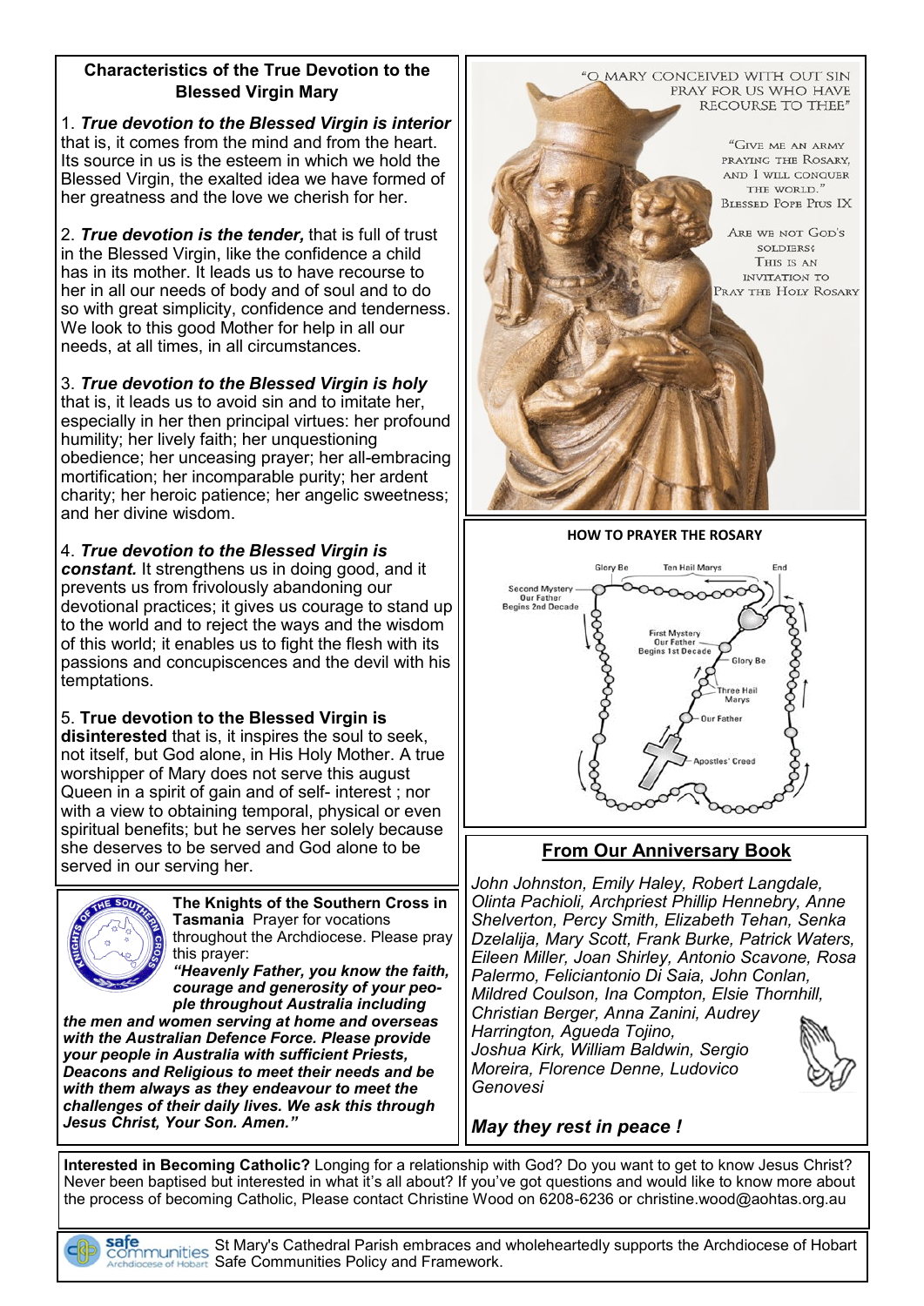### Characteristics of the True Devotion to the Blessed Virgin Mary

1. ***True devotion to the Blessed Virgin is interior*** that is, it comes from the mind and from the heart. Its source in us is the esteem in which we hold the Blessed Virgin, the exalted idea we have formed of her greatness and the love we cherish for her.

2. ***True devotion is the tender,*** that is full of trust in the Blessed Virgin, like the confidence a child has in its mother. It leads us to have recourse to her in all our needs of body and of soul and to do so with great simplicity, confidence and tenderness. We look to this good Mother for help in all our needs, at all times, in all circumstances.

3. ***True devotion to the Blessed Virgin is holy*** that is, it leads us to avoid sin and to imitate her, especially in her then principal virtues: her profound humility; her lively faith; her unquestioning obedience; her unceasing prayer; her all-embracing mortification; her incomparable purity; her ardent charity; her heroic patience; her angelic sweetness; and her divine wisdom.

4. ***True devotion to the Blessed Virgin is constant.*** It strengthens us in doing good, and it prevents us from frivolously abandoning our devotional practices; it gives us courage to stand up to the world and to reject the ways and the wisdom of this world; it enables us to fight the flesh with its passions and concupiscences and the devil with his temptations.

5. **True devotion to the Blessed Virgin is disinterested** that is, it inspires the soul to seek, not itself, but God alone, in His Holy Mother. A true worshipper of Mary does not serve this august Queen in a spirit of gain and of self- interest ; nor with a view to obtaining temporal, physical or even spiritual benefits; but he serves her solely because she deserves to be served and God alone to be served in our serving her.

**The Knights of the Southern Cross in Tasmania** Prayer for vocations throughout the Archdiocese. Please pray this prayer:

***"Heavenly Father, you know the faith, courage and generosity of your people throughout Australia including the men and women serving at home and overseas with the Australian Defence Force. Please provide your people in Australia with sufficient Priests, Deacons and Religious to meet their needs and be with them always as they endeavour to meet the challenges of their daily lives. We ask this through Jesus Christ, Your Son. Amen."***

"O Mary conceived with out sin pray for us who have recourse to thee"

"Give me an army praying the Rosary, and I will conquer the world." Blessed Pope Pius IX

Are we not God's soldiers? This is an invitation to pray the Holy Rosary

**HOW TO PRAYER THE ROSARY**

Glory Be — Ten Hail Marys — End — Second Mystery Our Father Begins 2nd Decade — First Mystery Our Father Begins 1st Decade — Glory Be — Three Hail Marys — Our Father — Apostles' Creed

## From Our Anniversary Book

*John Johnston, Emily Haley, Robert Langdale, Olinta Pachioli, Archpriest Phillip Hennebry, Anne Shelverton, Percy Smith, Elizabeth Tehan, Senka Dzelalija, Mary Scott, Frank Burke, Patrick Waters, Eileen Miller, Joan Shirley, Antonio Scavone, Rosa Palermo, Feliciantonio Di Saia, John Conlan, Mildred Coulson, Ina Compton, Elsie Thornhill, Christian Berger, Anna Zanini, Audrey Harrington, Agueda Tojino, Joshua Kirk, William Baldwin, Sergio Moreira, Florence Denne, Ludovico Genovesi*

***May they rest in peace !***

**Interested in Becoming Catholic?** Longing for a relationship with God? Do you want to get to know Jesus Christ? Never been baptised but interested in what it's all about? If you've got questions and would like to know more about the process of becoming Catholic, Please contact Christine Wood on 6208-6236 or christine.wood@aohtas.org.au

St Mary's Cathedral Parish embraces and wholeheartedly supports the Archdiocese of Hobart Safe Communities Policy and Framework.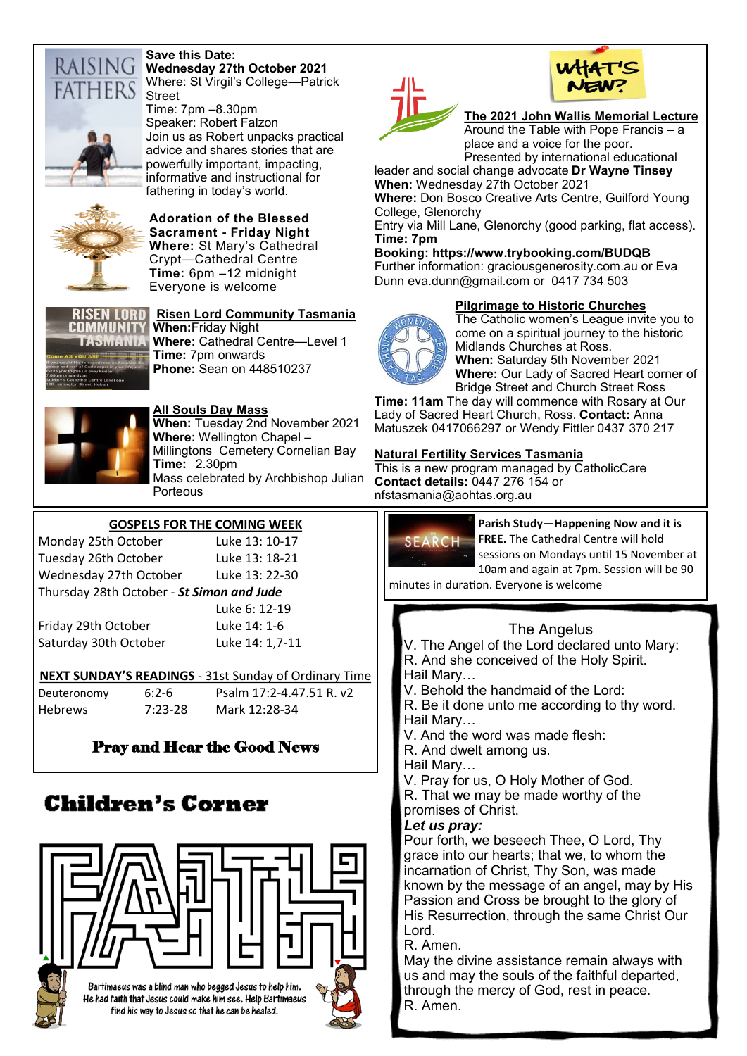## Save this Date:

**Wednesday 27th October 2021**
Where: St Virgil's College—Patrick Street
Time: 7pm –8.30pm
Speaker: Robert Falzon
Join us as Robert unpacks practical advice and shares stories that are powerfully important, impacting, informative and instructional for fathering in today's world.

## Adoration of the Blessed Sacrament - Friday Night

**Where:** St Mary's Cathedral Crypt—Cathedral Centre
**Time:** 6pm –12 midnight
Everyone is welcome

## Risen Lord Community Tasmania

**When:** Friday Night
**Where:** Cathedral Centre—Level 1
**Time:** 7pm onwards
**Phone:** Sean on 448510237

## All Souls Day Mass

**When:** Tuesday 2nd November 2021
**Where:** Wellington Chapel – Millingtons Cemetery Cornelian Bay
**Time:** 2.30pm
Mass celebrated by Archbishop Julian Porteous

## WHAT'S NEW?

## The 2021 John Wallis Memorial Lecture

Around the Table with Pope Francis – a place and a voice for the poor.
Presented by international educational leader and social change advocate **Dr Wayne Tinsey**
**When:** Wednesday 27th October 2021
**Where:** Don Bosco Creative Arts Centre, Guilford Young College, Glenorchy
Entry via Mill Lane, Glenorchy (good parking, flat access).
**Time: 7pm**
**Booking: https://www.trybooking.com/BUDQB**
Further information: graciousgenerosity.com.au or Eva Dunn eva.dunn@gmail.com or 0417 734 503

## Pilgrimage to Historic Churches

The Catholic women's League invite you to come on a spiritual journey to the historic Midlands Churches at Ross.
**When:** Saturday 5th November 2021
**Where:** Our Lady of Sacred Heart corner of Bridge Street and Church Street Ross
**Time: 11am** The day will commence with Rosary at Our Lady of Sacred Heart Church, Ross. **Contact:** Anna Matuszek 0417066297 or Wendy Fittler 0437 370 217

## Natural Fertility Services Tasmania

This is a new program managed by CatholicCare
**Contact details:** 0447 276 154 or nfstasmania@aohtas.org.au

## GOSPELS FOR THE COMING WEEK

| | |
|---|---|
| Monday 25th October | Luke 13: 10-17 |
| Tuesday 26th October | Luke 13: 18-21 |
| Wednesday 27th October | Luke 13: 22-30 |
| Thursday 28th October - ***St Simon and Jude*** | Luke 6: 12-19 |
| Friday 29th October | Luke 14: 1-6 |
| Saturday 30th October | Luke 14: 1,7-11 |

**NEXT SUNDAY'S READINGS** - 31st Sunday of Ordinary Time

| | | |
|---|---|---|
| Deuteronomy | 6:2-6 | Psalm 17:2-4.47.51 R. v2 |
| Hebrews | 7:23-28 | Mark 12:28-34 |

**Pray and Hear the Good News**

**Parish Study—Happening Now and it is FREE.** The Cathedral Centre will hold sessions on Mondays until 15 November at 10am and again at 7pm. Session will be 90 minutes in duration. Everyone is welcome

## The Angelus

V. The Angel of the Lord declared unto Mary:
R. And she conceived of the Holy Spirit.
Hail Mary…
V. Behold the handmaid of the Lord:
R. Be it done unto me according to thy word.
Hail Mary…
V. And the word was made flesh:
R. And dwelt among us.
Hail Mary…
V. Pray for us, O Holy Mother of God.
R. That we may be made worthy of the promises of Christ.
***Let us pray:***
Pour forth, we beseech Thee, O Lord, Thy grace into our hearts; that we, to whom the incarnation of Christ, Thy Son, was made known by the message of an angel, may by His Passion and Cross be brought to the glory of His Resurrection, through the same Christ Our Lord.
R. Amen.
May the divine assistance remain always with us and may the souls of the faithful departed, through the mercy of God, rest in peace.
R. Amen.

## Children's Corner

Bartimaeus was a blind man who begged Jesus to help him. He had faith that Jesus could make him see. Help Bartimaeus find his way to Jesus so that he can be healed.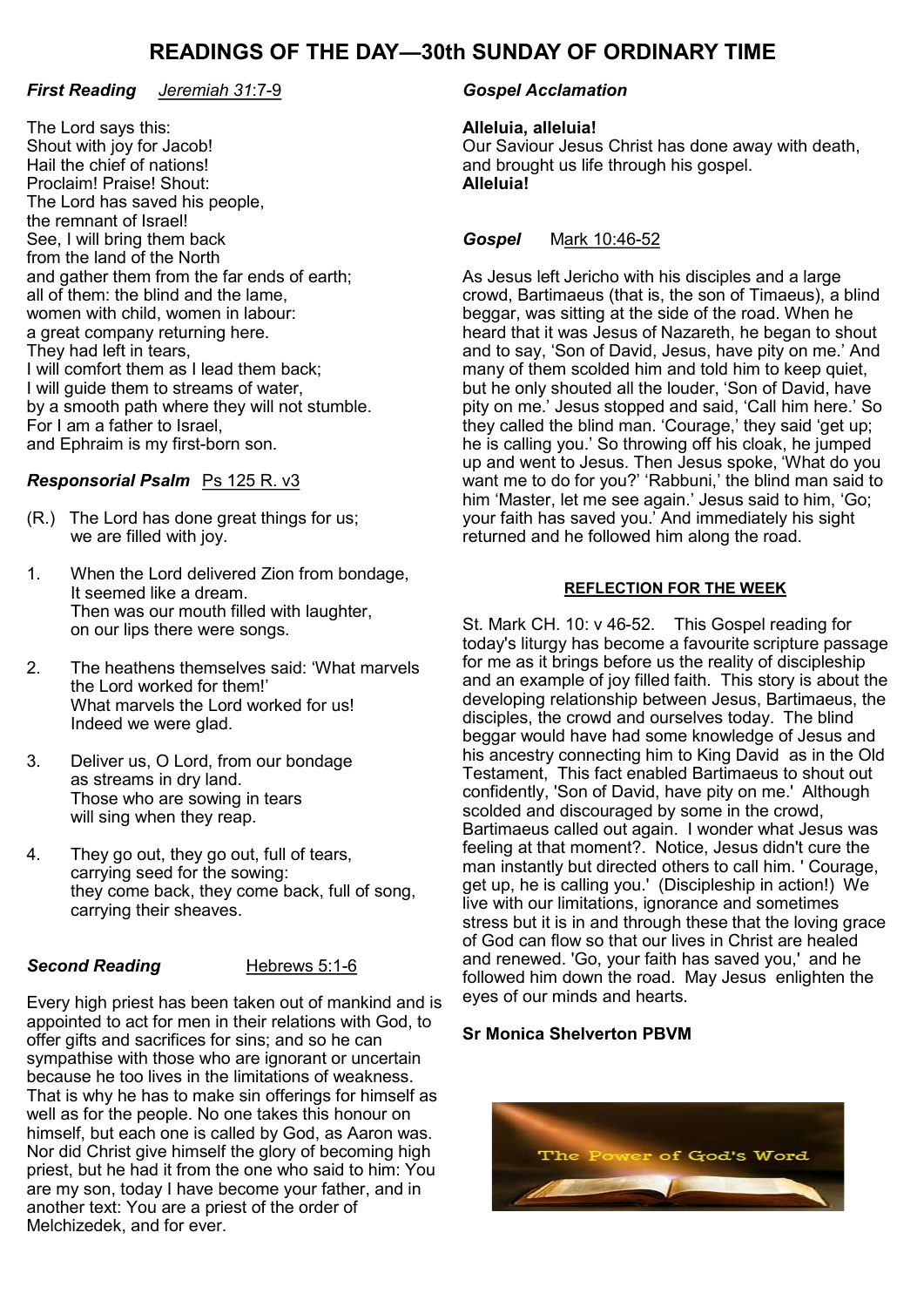# READINGS OF THE DAY—30th SUNDAY OF ORDINARY TIME

***First Reading*** *Jeremiah 31:7-9*

The Lord says this:
Shout with joy for Jacob!
Hail the chief of nations!
Proclaim! Praise! Shout:
The Lord has saved his people,
the remnant of Israel!
See, I will bring them back
from the land of the North
and gather them from the far ends of earth;
all of them: the blind and the lame,
women with child, women in labour:
a great company returning here.
They had left in tears,
I will comfort them as I lead them back;
I will guide them to streams of water,
by a smooth path where they will not stumble.
For I am a father to Israel,
and Ephraim is my first-born son.

***Responsorial Psalm*** Ps 125 R. v3

(R.) The Lord has done great things for us;
we are filled with joy.

1. When the Lord delivered Zion from bondage,
It seemed like a dream.
Then was our mouth filled with laughter,
on our lips there were songs.

2. The heathens themselves said: 'What marvels
the Lord worked for them!'
What marvels the Lord worked for us!
Indeed we were glad.

3. Deliver us, O Lord, from our bondage
as streams in dry land.
Those who are sowing in tears
will sing when they reap.

4. They go out, they go out, full of tears,
carrying seed for the sowing:
they come back, they come back, full of song,
carrying their sheaves.

***Second Reading*** Hebrews 5:1-6

Every high priest has been taken out of mankind and is appointed to act for men in their relations with God, to offer gifts and sacrifices for sins; and so he can sympathise with those who are ignorant or uncertain because he too lives in the limitations of weakness. That is why he has to make sin offerings for himself as well as for the people. No one takes this honour on himself, but each one is called by God, as Aaron was. Nor did Christ give himself the glory of becoming high priest, but he had it from the one who said to him: You are my son, today I have become your father, and in another text: You are a priest of the order of Melchizedek, and for ever.

***Gospel Acclamation***

**Alleluia, alleluia!**
Our Saviour Jesus Christ has done away with death,
and brought us life through his gospel.
**Alleluia!**

***Gospel*** Mark 10:46-52

As Jesus left Jericho with his disciples and a large crowd, Bartimaeus (that is, the son of Timaeus), a blind beggar, was sitting at the side of the road. When he heard that it was Jesus of Nazareth, he began to shout and to say, 'Son of David, Jesus, have pity on me.' And many of them scolded him and told him to keep quiet, but he only shouted all the louder, 'Son of David, have pity on me.' Jesus stopped and said, 'Call him here.' So they called the blind man. 'Courage,' they said 'get up; he is calling you.' So throwing off his cloak, he jumped up and went to Jesus. Then Jesus spoke, 'What do you want me to do for you?' 'Rabbuni,' the blind man said to him 'Master, let me see again.' Jesus said to him, 'Go; your faith has saved you.' And immediately his sight returned and he followed him along the road.

**REFLECTION FOR THE WEEK**

St. Mark CH. 10: v 46-52. This Gospel reading for today's liturgy has become a favourite scripture passage for me as it brings before us the reality of discipleship and an example of joy filled faith. This story is about the developing relationship between Jesus, Bartimaeus, the disciples, the crowd and ourselves today. The blind beggar would have had some knowledge of Jesus and his ancestry connecting him to King David as in the Old Testament, This fact enabled Bartimaeus to shout out confidently, 'Son of David, have pity on me.' Although scolded and discouraged by some in the crowd, Bartimaeus called out again. I wonder what Jesus was feeling at that moment?. Notice, Jesus didn't cure the man instantly but directed others to call him. ' Courage, get up, he is calling you.' (Discipleship in action!) We live with our limitations, ignorance and sometimes stress but it is in and through these that the loving grace of God can flow so that our lives in Christ are healed and renewed. 'Go, your faith has saved you,' and he followed him down the road. May Jesus enlighten the eyes of our minds and hearts.

**Sr Monica Shelverton PBVM**

The Power of God's Word